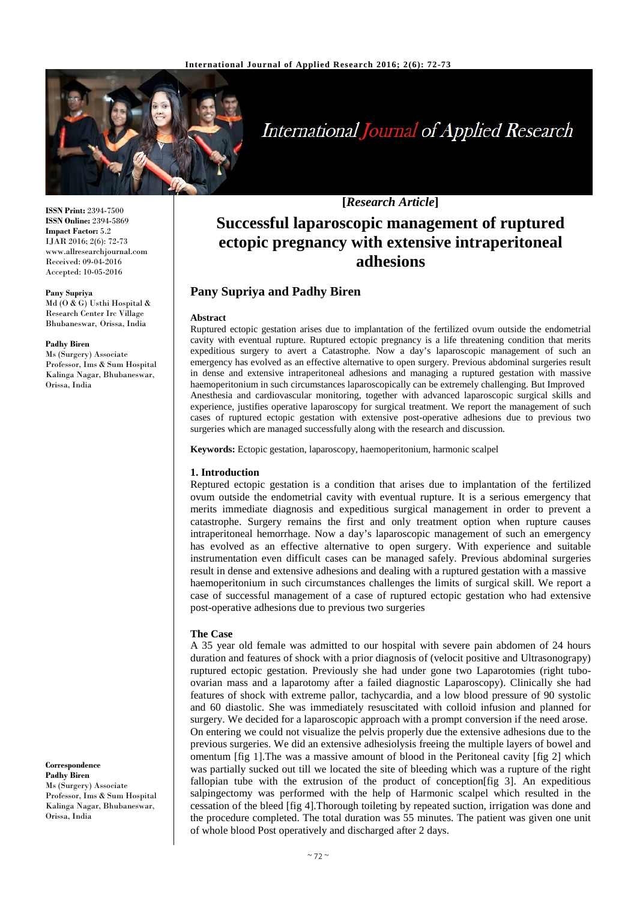**[*Research Article*]**

# Successful laparoscopic management of ruptured ectopic pregnancy with extensive intraperitoneal adhesions

## Pany Supriya and Padhy Biren

**ISSN Print:** 2394-7500
**ISSN Online:** 2394-5869
**Impact Factor:** 5.2
IJAR 2016; 2(6): 72-73
www.allresearchjournal.com
Received: 09-04-2016
Accepted: 10-05-2016

**Pany Supriya**
Md (O & G) Usthi Hospital & Research Center Irc Village Bhubaneswar, Orissa, India

**Padhy Biren**
Ms (Surgery) Associate Professor, Ims & Sum Hospital Kalinga Nagar, Bhubaneswar, Orissa, India

**Correspondence**
**Padhy Biren**
Ms (Surgery) Associate Professor, Ims & Sum Hospital Kalinga Nagar, Bhubaneswar, Orissa, India

### Abstract

Ruptured ectopic gestation arises due to implantation of the fertilized ovum outside the endometrial cavity with eventual rupture. Ruptured ectopic pregnancy is a life threatening condition that merits expeditious surgery to avert a Catastrophe. Now a day's laparoscopic management of such an emergency has evolved as an effective alternative to open surgery. Previous abdominal surgeries result in dense and extensive intraperitoneal adhesions and managing a ruptured gestation with massive haemoperitonium in such circumstances laparoscopically can be extremely challenging. But Improved Anesthesia and cardiovascular monitoring, together with advanced laparoscopic surgical skills and experience, justifies operative laparoscopy for surgical treatment. We report the management of such cases of ruptured ectopic gestation with extensive post-operative adhesions due to previous two surgeries which are managed successfully along with the research and discussion.

**Keywords:** Ectopic gestation, laparoscopy, haemoperitonium, harmonic scalpel

### 1. Introduction

Reptured ectopic gestation is a condition that arises due to implantation of the fertilized ovum outside the endometrial cavity with eventual rupture. It is a serious emergency that merits immediate diagnosis and expeditious surgical management in order to prevent a catastrophe. Surgery remains the first and only treatment option when rupture causes intraperitoneal hemorrhage. Now a day's laparoscopic management of such an emergency has evolved as an effective alternative to open surgery. With experience and suitable instrumentation even difficult cases can be managed safely. Previous abdominal surgeries result in dense and extensive adhesions and dealing with a ruptured gestation with a massive haemoperitonium in such circumstances challenges the limits of surgical skill. We report a case of successful management of a case of ruptured ectopic gestation who had extensive post-operative adhesions due to previous two surgeries

### The Case

A 35 year old female was admitted to our hospital with severe pain abdomen of 24 hours duration and features of shock with a prior diagnosis of (velocit positive and Ultrasonograpy) ruptured ectopic gestation. Previously she had under gone two Laparotomies (right tubo-ovarian mass and a laparotomy after a failed diagnostic Laparoscopy). Clinically she had features of shock with extreme pallor, tachycardia, and a low blood pressure of 90 systolic and 60 diastolic. She was immediately resuscitated with colloid infusion and planned for surgery. We decided for a laparoscopic approach with a prompt conversion if the need arose.

On entering we could not visualize the pelvis properly due the extensive adhesions due to the previous surgeries. We did an extensive adhesiolysis freeing the multiple layers of bowel and omentum [fig 1].The was a massive amount of blood in the Peritoneal cavity [fig 2] which was partially sucked out till we located the site of bleeding which was a rupture of the right fallopian tube with the extrusion of the product of conception[fig 3]. An expeditious salpingectomy was performed with the help of Harmonic scalpel which resulted in the cessation of the bleed [fig 4].Thorough toileting by repeated suction, irrigation was done and the procedure completed. The total duration was 55 minutes. The patient was given one unit of whole blood Post operatively and discharged after 2 days.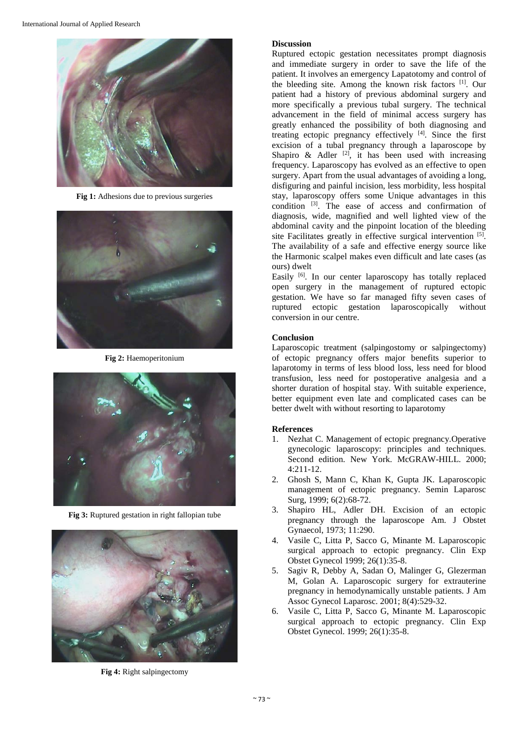Fig 1: Adhesions due to previous surgeries

Fig 2: Haemoperitonium

Fig 3: Ruptured gestation in right fallopian tube

Fig 4: Right salpingectomy

## Discussion

Ruptured ectopic gestation necessitates prompt diagnosis and immediate surgery in order to save the life of the patient. It involves an emergency Lapatotomy and control of the bleeding site. Among the known risk factors [1]. Our patient had a history of previous abdominal surgery and more specifically a previous tubal surgery. The technical advancement in the field of minimal access surgery has greatly enhanced the possibility of both diagnosing and treating ectopic pregnancy effectively [4]. Since the first excision of a tubal pregnancy through a laparoscope by Shapiro & Adler [2], it has been used with increasing frequency. Laparoscopy has evolved as an effective to open surgery. Apart from the usual advantages of avoiding a long, disfiguring and painful incision, less morbidity, less hospital stay, laparoscopy offers some Unique advantages in this condition [3]. The ease of access and confirmation of diagnosis, wide, magnified and well lighted view of the abdominal cavity and the pinpoint location of the bleeding site Facilitates greatly in effective surgical intervention [5]. The availability of a safe and effective energy source like the Harmonic scalpel makes even difficult and late cases (as ours) dwelt

Easily [6]. In our center laparoscopy has totally replaced open surgery in the management of ruptured ectopic gestation. We have so far managed fifty seven cases of ruptured ectopic gestation laparoscopically without conversion in our centre.

## Conclusion

Laparoscopic treatment (salpingostomy or salpingectomy) of ectopic pregnancy offers major benefits superior to laparotomy in terms of less blood loss, less need for blood transfusion, less need for postoperative analgesia and a shorter duration of hospital stay. With suitable experience, better equipment even late and complicated cases can be better dwelt with without resorting to laparotomy

## References

1. Nezhat C. Management of ectopic pregnancy.Operative gynecologic laparoscopy: principles and techniques. Second edition. New York. McGRAW-HILL. 2000; 4:211-12.
2. Ghosh S, Mann C, Khan K, Gupta JK. Laparoscopic management of ectopic pregnancy. Semin Laparosc Surg, 1999; 6(2):68-72.
3. Shapiro HL, Adler DH. Excision of an ectopic pregnancy through the laparoscope Am. J Obstet Gynaecol, 1973; 11:290.
4. Vasile C, Litta P, Sacco G, Minante M. Laparoscopic surgical approach to ectopic pregnancy. Clin Exp Obstet Gynecol 1999; 26(1):35-8.
5. Sagiv R, Debby A, Sadan O, Malinger G, Glezerman M, Golan A. Laparoscopic surgery for extrauterine pregnancy in hemodynamically unstable patients. J Am Assoc Gynecol Laparosc. 2001; 8(4):529-32.
6. Vasile C, Litta P, Sacco G, Minante M. Laparoscopic surgical approach to ectopic pregnancy. Clin Exp Obstet Gynecol. 1999; 26(1):35-8.